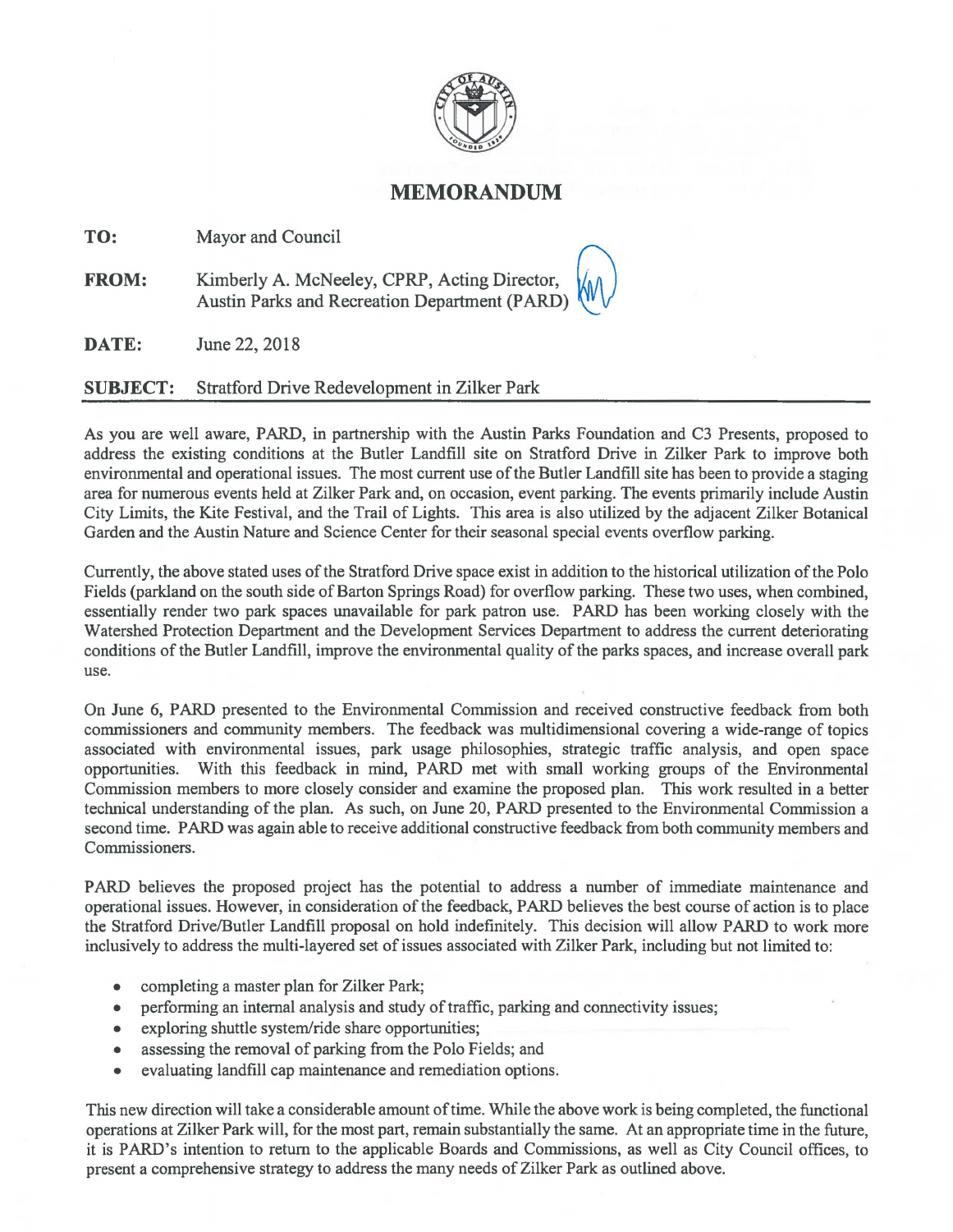# MEMORANDUM

**TO:** Mayor and Council

**FROM:** Kimberly A. McNeeley, CPRP, Acting Director, Austin Parks and Recreation Department (PARD)

**DATE:** June 22, 2018

**SUBJECT:** Stratford Drive Redevelopment in Zilker Park

---

As you are well aware, PARD, in partnership with the Austin Parks Foundation and C3 Presents, proposed to address the existing conditions at the Butler Landfill site on Stratford Drive in Zilker Park to improve both environmental and operational issues. The most current use of the Butler Landfill site has been to provide a staging area for numerous events held at Zilker Park and, on occasion, event parking. The events primarily include Austin City Limits, the Kite Festival, and the Trail of Lights. This area is also utilized by the adjacent Zilker Botanical Garden and the Austin Nature and Science Center for their seasonal special events overflow parking.

Currently, the above stated uses of the Stratford Drive space exist in addition to the historical utilization of the Polo Fields (parkland on the south side of Barton Springs Road) for overflow parking. These two uses, when combined, essentially render two park spaces unavailable for park patron use. PARD has been working closely with the Watershed Protection Department and the Development Services Department to address the current deteriorating conditions of the Butler Landfill, improve the environmental quality of the parks spaces, and increase overall park use.

On June 6, PARD presented to the Environmental Commission and received constructive feedback from both commissioners and community members. The feedback was multidimensional covering a wide-range of topics associated with environmental issues, park usage philosophies, strategic traffic analysis, and open space opportunities. With this feedback in mind, PARD met with small working groups of the Environmental Commission members to more closely consider and examine the proposed plan. This work resulted in a better technical understanding of the plan. As such, on June 20, PARD presented to the Environmental Commission a second time. PARD was again able to receive additional constructive feedback from both community members and Commissioners.

PARD believes the proposed project has the potential to address a number of immediate maintenance and operational issues. However, in consideration of the feedback, PARD believes the best course of action is to place the Stratford Drive/Butler Landfill proposal on hold indefinitely. This decision will allow PARD to work more inclusively to address the multi-layered set of issues associated with Zilker Park, including but not limited to:

- completing a master plan for Zilker Park;
- performing an internal analysis and study of traffic, parking and connectivity issues;
- exploring shuttle system/ride share opportunities;
- assessing the removal of parking from the Polo Fields; and
- evaluating landfill cap maintenance and remediation options.

This new direction will take a considerable amount of time. While the above work is being completed, the functional operations at Zilker Park will, for the most part, remain substantially the same. At an appropriate time in the future, it is PARD's intention to return to the applicable Boards and Commissions, as well as City Council offices, to present a comprehensive strategy to address the many needs of Zilker Park as outlined above.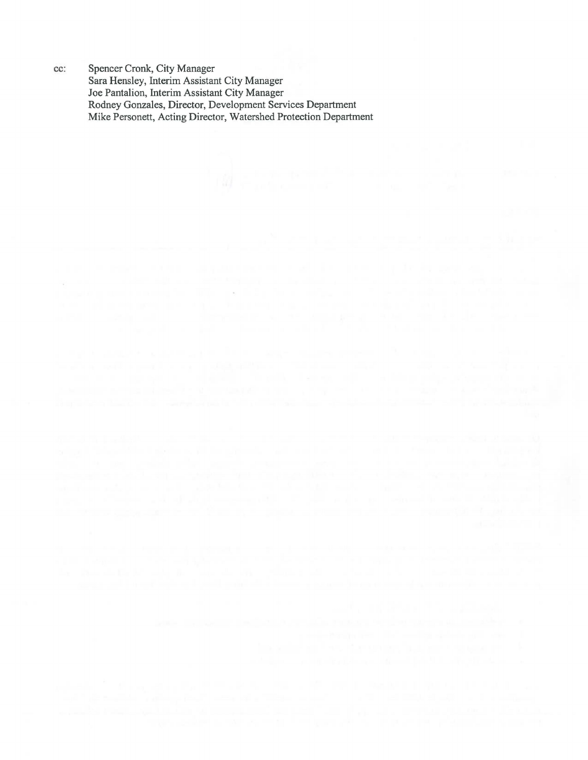cc: Spencer Cronk, City Manager
Sara Hensley, Interim Assistant City Manager
Joe Pantalion, Interim Assistant City Manager
Rodney Gonzales, Director, Development Services Department
Mike Personett, Acting Director, Watershed Protection Department